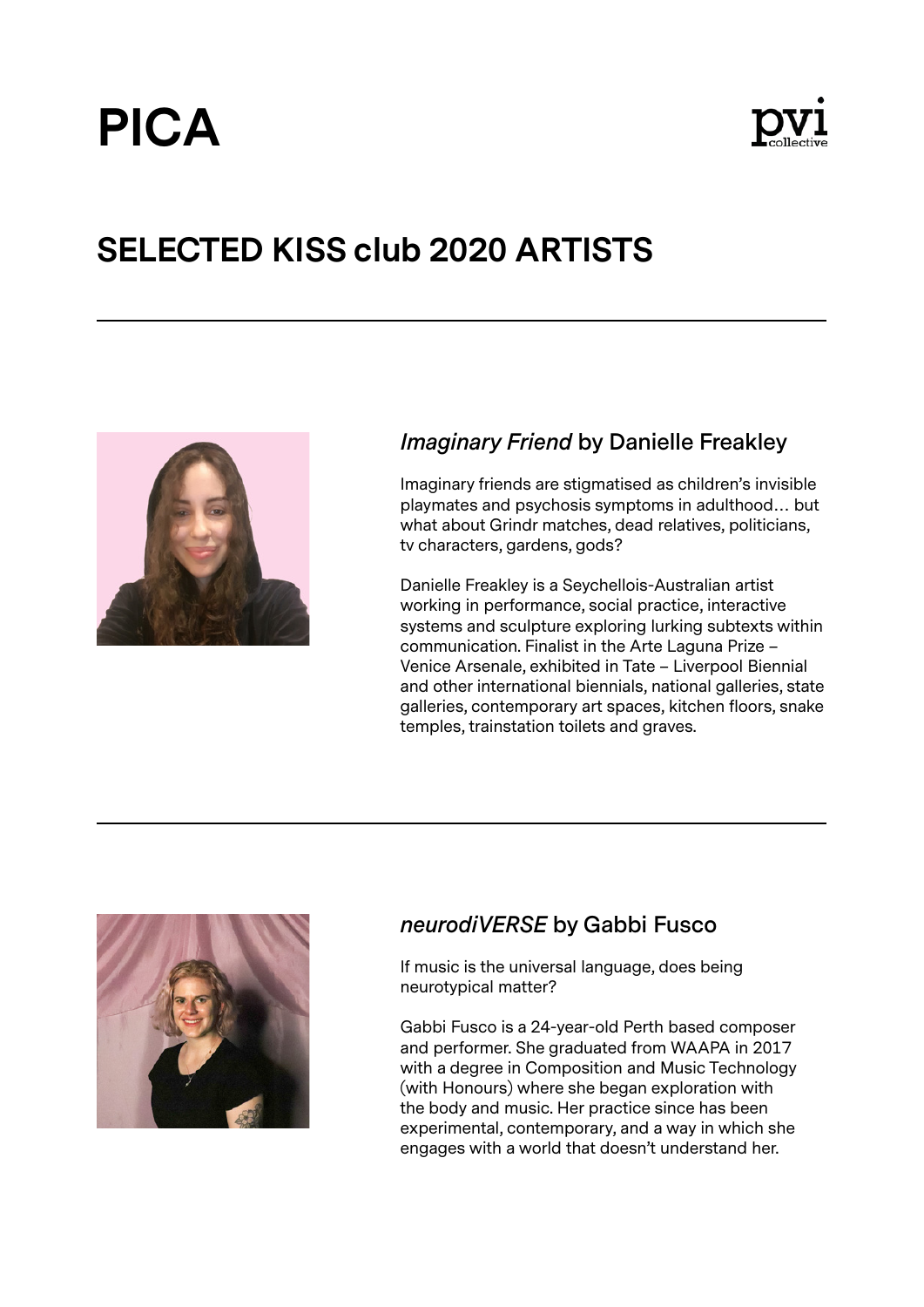PICA

pvi collective

# SELECTED KISS club 2020 ARTISTS

---

## *Imaginary Friend* by Danielle Freakley

Imaginary friends are stigmatised as children's invisible playmates and psychosis symptoms in adulthood… but what about Grindr matches, dead relatives, politicians, tv characters, gardens, gods?

Danielle Freakley is a Seychellois-Australian artist working in performance, social practice, interactive systems and sculpture exploring lurking subtexts within communication. Finalist in the Arte Laguna Prize – Venice Arsenale, exhibited in Tate – Liverpool Biennial and other international biennials, national galleries, state galleries, contemporary art spaces, kitchen floors, snake temples, trainstation toilets and graves.

---

## *neurodiVERSE* by Gabbi Fusco

If music is the universal language, does being neurotypical matter?

Gabbi Fusco is a 24-year-old Perth based composer and performer. She graduated from WAAPA in 2017 with a degree in Composition and Music Technology (with Honours) where she began exploration with the body and music. Her practice since has been experimental, contemporary, and a way in which she engages with a world that doesn't understand her.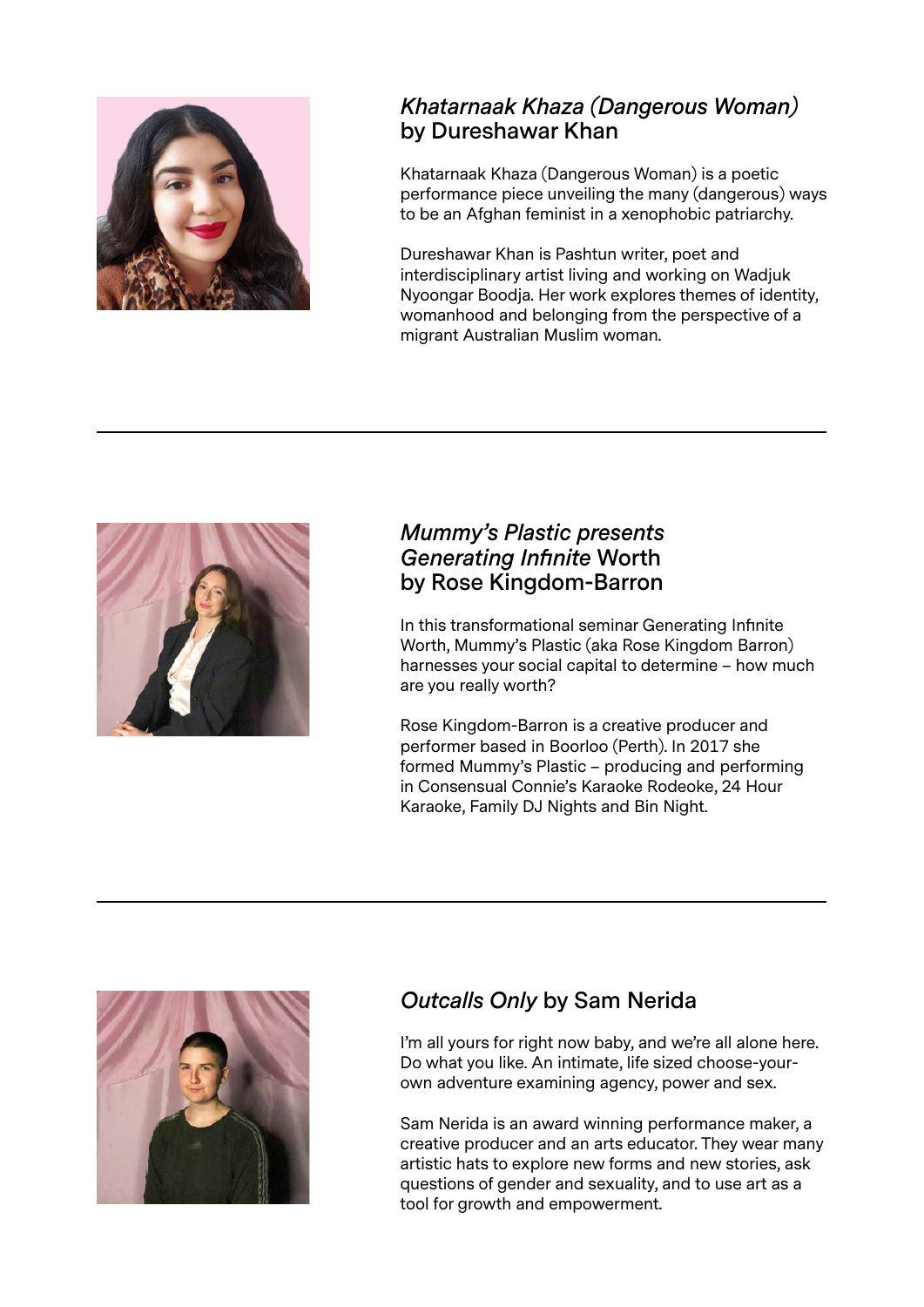## *Khatarnaak Khaza (Dangerous Woman)* by Dureshawar Khan

Khatarnaak Khaza (Dangerous Woman) is a poetic performance piece unveiling the many (dangerous) ways to be an Afghan feminist in a xenophobic patriarchy.

Dureshawar Khan is Pashtun writer, poet and interdisciplinary artist living and working on Wadjuk Nyoongar Boodja. Her work explores themes of identity, womanhood and belonging from the perspective of a migrant Australian Muslim woman.

---

## *Mummy's Plastic presents Generating Infinite* Worth by Rose Kingdom-Barron

In this transformational seminar Generating Infinite Worth, Mummy's Plastic (aka Rose Kingdom Barron) harnesses your social capital to determine – how much are you really worth?

Rose Kingdom-Barron is a creative producer and performer based in Boorloo (Perth). In 2017 she formed Mummy's Plastic – producing and performing in Consensual Connie's Karaoke Rodeoke, 24 Hour Karaoke, Family DJ Nights and Bin Night.

---

## *Outcalls Only* by Sam Nerida

I'm all yours for right now baby, and we're all alone here. Do what you like. An intimate, life sized choose-your-own adventure examining agency, power and sex.

Sam Nerida is an award winning performance maker, a creative producer and an arts educator. They wear many artistic hats to explore new forms and new stories, ask questions of gender and sexuality, and to use art as a tool for growth and empowerment.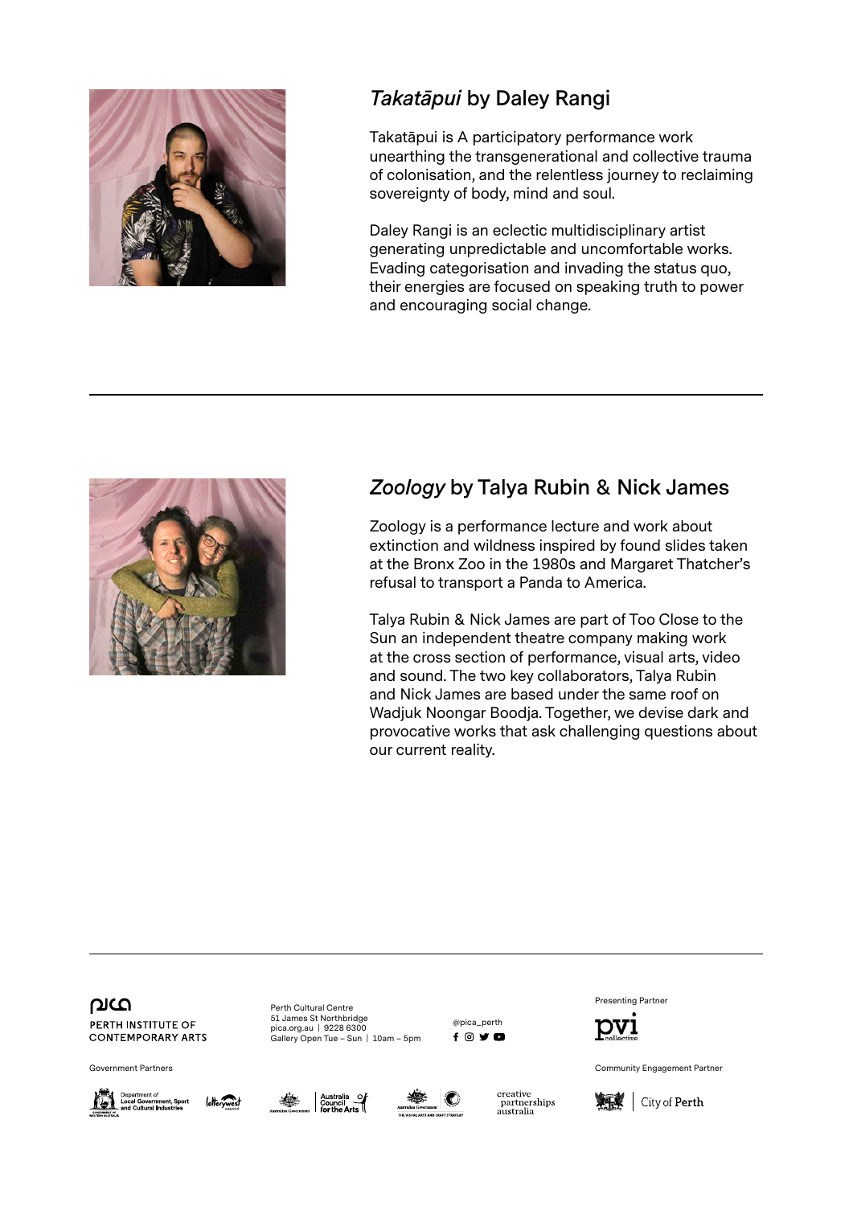## *Takatāpui* by Daley Rangi

Takatāpui is A participatory performance work unearthing the transgenerational and collective trauma of colonisation, and the relentless journey to reclaiming sovereignty of body, mind and soul.

Daley Rangi is an eclectic multidisciplinary artist generating unpredictable and uncomfortable works. Evading categorisation and invading the status quo, their energies are focused on speaking truth to power and encouraging social change.

---

## *Zoology* by Talya Rubin & Nick James

Zoology is a performance lecture and work about extinction and wildness inspired by found slides taken at the Bronx Zoo in the 1980s and Margaret Thatcher's refusal to transport a Panda to America.

Talya Rubin & Nick James are part of Too Close to the Sun an independent theatre company making work at the cross section of performance, visual arts, video and sound. The two key collaborators, Talya Rubin and Nick James are based under the same roof on Wadjuk Noongar Boodja. Together, we devise dark and provocative works that ask challenging questions about our current reality.

---

PICA
PERTH INSTITUTE OF CONTEMPORARY ARTS

Perth Cultural Centre
51 James St Northbridge
pica.org.au | 9228 6300
Gallery Open Tue – Sun | 10am – 5pm

@pica_perth

Presenting Partner
pvi collective

Government Partners

Department of Local Government, Sport and Cultural Industries
Lotterywest
Australian Government | Australia Council for the Arts
Australian Government — The Visual Arts and Craft Strategy
creative partnerships australia

Community Engagement Partner
City of Perth